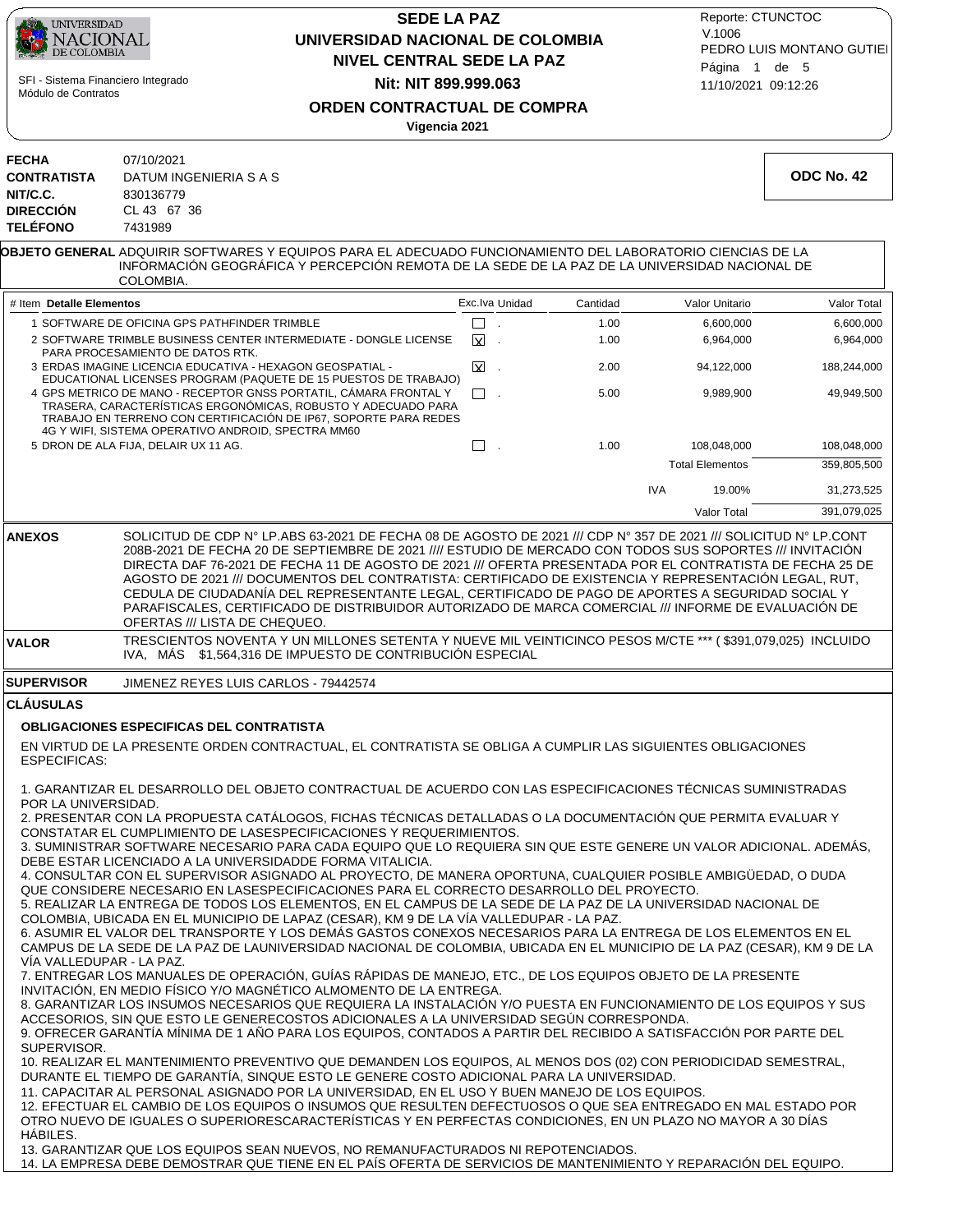UNIVERSIDAD NACIONAL DE COLOMBIA

SFI - Sistema Financiero Integrado
Módulo de Contratos

# SEDE LA PAZ
## UNIVERSIDAD NACIONAL DE COLOMBIA
## NIVEL CENTRAL SEDE LA PAZ
## Nit: NIT 899.999.063
## ORDEN CONTRACTUAL DE COMPRA
**Vigencia 2021**

Reporte: CTUNCTOC
V.1006
PEDRO LUIS MONTANO GUTIEI
11/10/2021 09:12:26

**FECHA** 07/10/2021
**CONTRATISTA** DATUM INGENIERIA S A S
**NIT/C.C.** 830136779
**DIRECCIÓN** CL 43 67 36
**TELÉFONO** 7431989

**ODC No. 42**

**OBJETO GENERAL** ADQUIRIR SOFTWARES Y EQUIPOS PARA EL ADECUADO FUNCIONAMIENTO DEL LABORATORIO CIENCIAS DE LA INFORMACIÓN GEOGRÁFICA Y PERCEPCIÓN REMOTA DE LA SEDE DE LA PAZ DE LA UNIVERSIDAD NACIONAL DE COLOMBIA.

| # Item | Detalle Elementos | Exc.Iva | Unidad | Cantidad | Valor Unitario | Valor Total |
|---|---|---|---|---|---|---|
| 1 | SOFTWARE DE OFICINA GPS PATHFINDER TRIMBLE | ☐ | . | 1.00 | 6,600,000 | 6,600,000 |
| 2 | SOFTWARE TRIMBLE BUSINESS CENTER INTERMEDIATE - DONGLE LICENSE PARA PROCESAMIENTO DE DATOS RTK. | ☒ | . | 1.00 | 6,964,000 | 6,964,000 |
| 3 | ERDAS IMAGINE LICENCIA EDUCATIVA - HEXAGON GEOSPATIAL - EDUCATIONAL LICENSES PROGRAM (PAQUETE DE 15 PUESTOS DE TRABAJO) | ☒ | . | 2.00 | 94,122,000 | 188,244,000 |
| 4 | GPS METRICO DE MANO - RECEPTOR GNSS PORTATIL, CÁMARA FRONTAL Y TRASERA, CARACTERÍSTICAS ERGONÓMICAS, ROBUSTO Y ADECUADO PARA TRABAJO EN TERRENO CON CERTIFICACIÓN DE IP67, SOPORTE PARA REDES 4G Y WIFI, SISTEMA OPERATIVO ANDROID, SPECTRA MM60 | ☐ | . | 5.00 | 9,989,900 | 49,949,500 |
| 5 | DRON DE ALA FIJA, DELAIR UX 11 AG. | ☐ | . | 1.00 | 108,048,000 | 108,048,000 |
| | | | | | Total Elementos | 359,805,500 |
| | | | | IVA | 19.00% | 31,273,525 |
| | | | | | Valor Total | 391,079,025 |

**ANEXOS** SOLICITUD DE CDP N° LP.ABS 63-2021 DE FECHA 08 DE AGOSTO DE 2021 /// CDP N° 357 DE 2021 /// SOLICITUD N° LP.CONT 208B-2021 DE FECHA 20 DE SEPTIEMBRE DE 2021 //// ESTUDIO DE MERCADO CON TODOS SUS SOPORTES /// INVITACIÓN DIRECTA DAF 76-2021 DE FECHA 11 DE AGOSTO DE 2021 /// OFERTA PRESENTADA POR EL CONTRATISTA DE FECHA 25 DE AGOSTO DE 2021 /// DOCUMENTOS DEL CONTRATISTA: CERTIFICADO DE EXISTENCIA Y REPRESENTACIÓN LEGAL, RUT, CEDULA DE CIUDADANÍA DEL REPRESENTANTE LEGAL, CERTIFICADO DE PAGO DE APORTES A SEGURIDAD SOCIAL Y PARAFISCALES, CERTIFICADO DE DISTRIBUIDOR AUTORIZADO DE MARCA COMERCIAL /// INFORME DE EVALUACIÓN DE OFERTAS /// LISTA DE CHEQUEO.

**VALOR** TRESCIENTOS NOVENTA Y UN MILLONES SETENTA Y NUEVE MIL VEINTICINCO PESOS M/CTE *** ( $391,079,025) INCLUIDO IVA, MÁS $1,564,316 DE IMPUESTO DE CONTRIBUCIÓN ESPECIAL

**SUPERVISOR** JIMENEZ REYES LUIS CARLOS - 79442574

## CLÁUSULAS

### OBLIGACIONES ESPECIFICAS DEL CONTRATISTA

EN VIRTUD DE LA PRESENTE ORDEN CONTRACTUAL, EL CONTRATISTA SE OBLIGA A CUMPLIR LAS SIGUIENTES OBLIGACIONES ESPECIFICAS:

1. GARANTIZAR EL DESARROLLO DEL OBJETO CONTRACTUAL DE ACUERDO CON LAS ESPECIFICACIONES TÉCNICAS SUMINISTRADAS POR LA UNIVERSIDAD.
2. PRESENTAR CON LA PROPUESTA CATÁLOGOS, FICHAS TÉCNICAS DETALLADAS O LA DOCUMENTACIÓN QUE PERMITA EVALUAR Y CONSTATAR EL CUMPLIMIENTO DE LASESPECIFICACIONES Y REQUERIMIENTOS.
3. SUMINISTRAR SOFTWARE NECESARIO PARA CADA EQUIPO QUE LO REQUIERA SIN QUE ESTE GENERE UN VALOR ADICIONAL. ADEMÁS, DEBE ESTAR LICENCIADO A LA UNIVERSIDADDE FORMA VITALICIA.
4. CONSULTAR CON EL SUPERVISOR ASIGNADO AL PROYECTO, DE MANERA OPORTUNA, CUALQUIER POSIBLE AMBIGÜEDAD, O DUDA QUE CONSIDERE NECESARIO EN LASESPECIFICACIONES PARA EL CORRECTO DESARROLLO DEL PROYECTO.
5. REALIZAR LA ENTREGA DE TODOS LOS ELEMENTOS, EN EL CAMPUS DE LA SEDE DE LA PAZ DE LA UNIVERSIDAD NACIONAL DE COLOMBIA, UBICADA EN EL MUNICIPIO DE LAPAZ (CESAR), KM 9 DE LA VÍA VALLEDUPAR - LA PAZ.
6. ASUMIR EL VALOR DEL TRANSPORTE Y LOS DEMÁS GASTOS CONEXOS NECESARIOS PARA LA ENTREGA DE LOS ELEMENTOS EN EL CAMPUS DE LA SEDE DE LA PAZ DE LAUNIVERSIDAD NACIONAL DE COLOMBIA, UBICADA EN EL MUNICIPIO DE LA PAZ (CESAR), KM 9 DE LA VÍA VALLEDUPAR - LA PAZ.
7. ENTREGAR LOS MANUALES DE OPERACIÓN, GUÍAS RÁPIDAS DE MANEJO, ETC., DE LOS EQUIPOS OBJETO DE LA PRESENTE INVITACIÓN, EN MEDIO FÍSICO Y/O MAGNÉTICO ALMOMENTO DE LA ENTREGA.
8. GARANTIZAR LOS INSUMOS NECESARIOS QUE REQUIERA LA INSTALACIÓN Y/O PUESTA EN FUNCIONAMIENTO DE LOS EQUIPOS Y SUS ACCESORIOS, SIN QUE ESTO LE GENERECOSTOS ADICIONALES A LA UNIVERSIDAD SEGÚN CORRESPONDA.
9. OFRECER GARANTÍA MÍNIMA DE 1 AÑO PARA LOS EQUIPOS, CONTADOS A PARTIR DEL RECIBIDO A SATISFACCIÓN POR PARTE DEL SUPERVISOR.
10. REALIZAR EL MANTENIMIENTO PREVENTIVO QUE DEMANDEN LOS EQUIPOS, AL MENOS DOS (02) CON PERIODICIDAD SEMESTRAL, DURANTE EL TIEMPO DE GARANTÍA, SINQUE ESTO LE GENERE COSTO ADICIONAL PARA LA UNIVERSIDAD.
11. CAPACITAR AL PERSONAL ASIGNADO POR LA UNIVERSIDAD, EN EL USO Y BUEN MANEJO DE LOS EQUIPOS.
12. EFECTUAR EL CAMBIO DE LOS EQUIPOS O INSUMOS QUE RESULTEN DEFECTUOSOS O QUE SEA ENTREGADO EN MAL ESTADO POR OTRO NUEVO DE IGUALES O SUPERIORESCARACTERÍSTICAS Y EN PERFECTAS CONDICIONES, EN UN PLAZO NO MAYOR A 30 DÍAS HÁBILES.
13. GARANTIZAR QUE LOS EQUIPOS SEAN NUEVOS, NO REMANUFACTURADOS NI REPOTENCIADOS.
14. LA EMPRESA DEBE DEMOSTRAR QUE TIENE EN EL PAÍS OFERTA DE SERVICIOS DE MANTENIMIENTO Y REPARACIÓN DEL EQUIPO.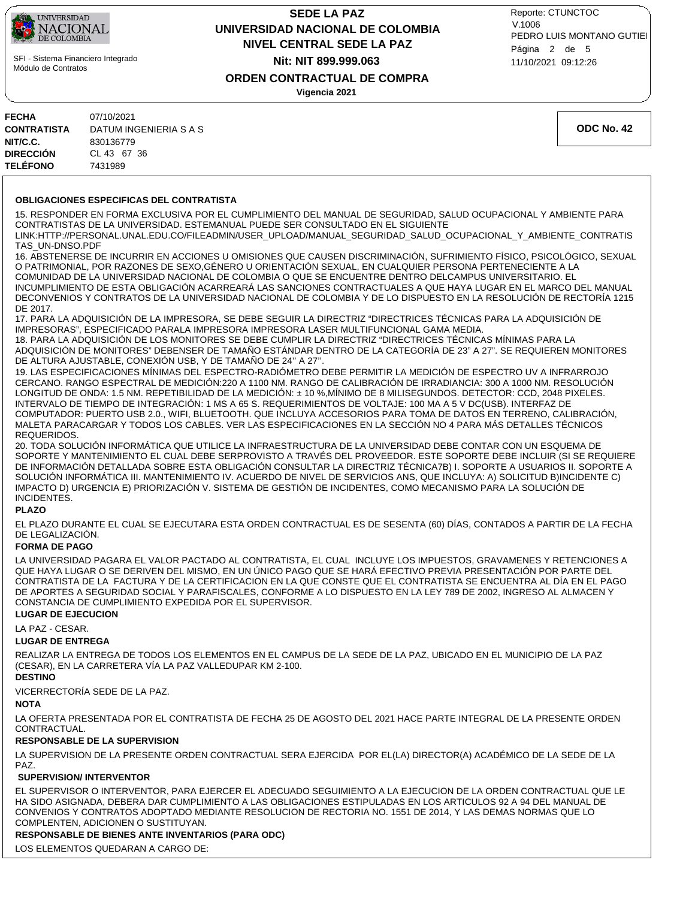**FECHA** 07/10/2021
**CONTRATISTA** DATUM INGENIERIA S A S
**NIT/C.C.** 830136779
**DIRECCIÓN** CL 43 67 36
**TELÉFONO** 7431989

**ODC No. 42**

**OBLIGACIONES ESPECIFICAS DEL CONTRATISTA**

15. RESPONDER EN FORMA EXCLUSIVA POR EL CUMPLIMIENTO DEL MANUAL DE SEGURIDAD, SALUD OCUPACIONAL Y AMBIENTE PARA CONTRATISTAS DE LA UNIVERSIDAD. ESTEMANUAL PUEDE SER CONSULTADO EN EL SIGUIENTE LINK:HTTP://PERSONAL.UNAL.EDU.CO/FILEADMIN/USER_UPLOAD/MANUAL_SEGURIDAD_SALUD_OCUPACIONAL_Y_AMBIENTE_CONTRATISTAS_UN-DNSO.PDF
16. ABSTENERSE DE INCURRIR EN ACCIONES U OMISIONES QUE CAUSEN DISCRIMINACIÓN, SUFRIMIENTO FÍSICO, PSICOLÓGICO, SEXUAL O PATRIMONIAL, POR RAZONES DE SEXO,GÉNERO U ORIENTACIÓN SEXUAL, EN CUALQUIER PERSONA PERTENECIENTE A LA COMUNIDAD DE LA UNIVERSIDAD NACIONAL DE COLOMBIA O QUE SE ENCUENTRE DENTRO DELCAMPUS UNIVERSITARIO. EL INCUMPLIMIENTO DE ESTA OBLIGACIÓN ACARREARÁ LAS SANCIONES CONTRACTUALES A QUE HAYA LUGAR EN EL MARCO DEL MANUAL DECONVENIOS Y CONTRATOS DE LA UNIVERSIDAD NACIONAL DE COLOMBIA Y DE LO DISPUESTO EN LA RESOLUCIÓN DE RECTORÍA 1215 DE 2017.
17. PARA LA ADQUISICIÓN DE LA IMPRESORA, SE DEBE SEGUIR LA DIRECTRIZ "DIRECTRICES TÉCNICAS PARA LA ADQUISICIÓN DE IMPRESORAS", ESPECIFICADO PARALA IMPRESORA IMPRESORA LASER MULTIFUNCIONAL GAMA MEDIA.
18. PARA LA ADQUISICIÓN DE LOS MONITORES SE DEBE CUMPLIR LA DIRECTRIZ "DIRECTRICES TÉCNICAS MÍNIMAS PARA LA ADQUISICIÓN DE MONITORES" DEBENSER DE TAMAÑO ESTÁNDAR DENTRO DE LA CATEGORÍA DE 23" A 27". SE REQUIEREN MONITORES DE ALTURA AJUSTABLE, CONEXIÓN USB, Y DE TAMAÑO DE 24'' A 27''.
19. LAS ESPECIFICACIONES MÍNIMAS DEL ESPECTRO-RADIÓMETRO DEBE PERMITIR LA MEDICIÓN DE ESPECTRO UV A INFRARROJO CERCANO. RANGO ESPECTRAL DE MEDICIÓN:220 A 1100 NM. RANGO DE CALIBRACIÓN DE IRRADIANCIA: 300 A 1000 NM. RESOLUCIÓN LONGITUD DE ONDA: 1.5 NM. REPETIBILIDAD DE LA MEDICIÓN: ± 10 %,MÍNIMO DE 8 MILISEGUNDOS. DETECTOR: CCD, 2048 PIXELES. INTERVALO DE TIEMPO DE INTEGRACIÓN: 1 MS A 65 S. REQUERIMIENTOS DE VOLTAJE: 100 MA A 5 V DC(USB). INTERFAZ DE COMPUTADOR: PUERTO USB 2.0., WIFI, BLUETOOTH. QUE INCLUYA ACCESORIOS PARA TOMA DE DATOS EN TERRENO, CALIBRACIÓN, MALETA PARACARGAR Y TODOS LOS CABLES. VER LAS ESPECIFICACIONES EN LA SECCIÓN NO 4 PARA MÁS DETALLES TÉCNICOS REQUERIDOS.
20. TODA SOLUCIÓN INFORMÁTICA QUE UTILICE LA INFRAESTRUCTURA DE LA UNIVERSIDAD DEBE CONTAR CON UN ESQUEMA DE SOPORTE Y MANTENIMIENTO EL CUAL DEBE SERPROVISTO A TRAVÉS DEL PROVEEDOR. ESTE SOPORTE DEBE INCLUIR (SI SE REQUIERE DE INFORMACIÓN DETALLADA SOBRE ESTA OBLIGACIÓN CONSULTAR LA DIRECTRIZ TÉCNICA7B) I. SOPORTE A USUARIOS II. SOPORTE A SOLUCIÓN INFORMÁTICA III. MANTENIMIENTO IV. ACUERDO DE NIVEL DE SERVICIOS ANS, QUE INCLUYA: A) SOLICITUD B)INCIDENTE C) IMPACTO D) URGENCIA E) PRIORIZACIÓN V. SISTEMA DE GESTIÓN DE INCIDENTES, COMO MECANISMO PARA LA SOLUCIÓN DE INCIDENTES.

**PLAZO**

EL PLAZO DURANTE EL CUAL SE EJECUTARA ESTA ORDEN CONTRACTUAL ES DE SESENTA (60) DÍAS, CONTADOS A PARTIR DE LA FECHA DE LEGALIZACIÓN.

**FORMA DE PAGO**

LA UNIVERSIDAD PAGARA EL VALOR PACTADO AL CONTRATISTA, EL CUAL INCLUYE LOS IMPUESTOS, GRAVAMENES Y RETENCIONES A QUE HAYA LUGAR O SE DERIVEN DEL MISMO, EN UN ÚNICO PAGO QUE SE HARÁ EFECTIVO PREVIA PRESENTACIÓN POR PARTE DEL CONTRATISTA DE LA FACTURA Y DE LA CERTIFICACION EN LA QUE CONSTE QUE EL CONTRATISTA SE ENCUENTRA AL DÍA EN EL PAGO DE APORTES A SEGURIDAD SOCIAL Y PARAFISCALES, CONFORME A LO DISPUESTO EN LA LEY 789 DE 2002, INGRESO AL ALMACEN Y CONSTANCIA DE CUMPLIMIENTO EXPEDIDA POR EL SUPERVISOR.

**LUGAR DE EJECUCION**

LA PAZ - CESAR.

**LUGAR DE ENTREGA**

REALIZAR LA ENTREGA DE TODOS LOS ELEMENTOS EN EL CAMPUS DE LA SEDE DE LA PAZ, UBICADO EN EL MUNICIPIO DE LA PAZ (CESAR), EN LA CARRETERA VÍA LA PAZ VALLEDUPAR KM 2-100.

**DESTINO**

VICERRECTORÍA SEDE DE LA PAZ.

**NOTA**

LA OFERTA PRESENTADA POR EL CONTRATISTA DE FECHA 25 DE AGOSTO DEL 2021 HACE PARTE INTEGRAL DE LA PRESENTE ORDEN CONTRACTUAL.

**RESPONSABLE DE LA SUPERVISION**

LA SUPERVISION DE LA PRESENTE ORDEN CONTRACTUAL SERA EJERCIDA POR EL(LA) DIRECTOR(A) ACADÉMICO DE LA SEDE DE LA PAZ.

**SUPERVISION/ INTERVENTOR**

EL SUPERVISOR O INTERVENTOR, PARA EJERCER EL ADECUADO SEGUIMIENTO A LA EJECUCION DE LA ORDEN CONTRACTUAL QUE LE HA SIDO ASIGNADA, DEBERA DAR CUMPLIMIENTO A LAS OBLIGACIONES ESTIPULADAS EN LOS ARTICULOS 92 A 94 DEL MANUAL DE CONVENIOS Y CONTRATOS ADOPTADO MEDIANTE RESOLUCION DE RECTORIA NO. 1551 DE 2014, Y LAS DEMAS NORMAS QUE LO COMPLENTEN, ADICIONEN O SUSTITUYAN.

**RESPONSABLE DE BIENES ANTE INVENTARIOS (PARA ODC)**

LOS ELEMENTOS QUEDARAN A CARGO DE: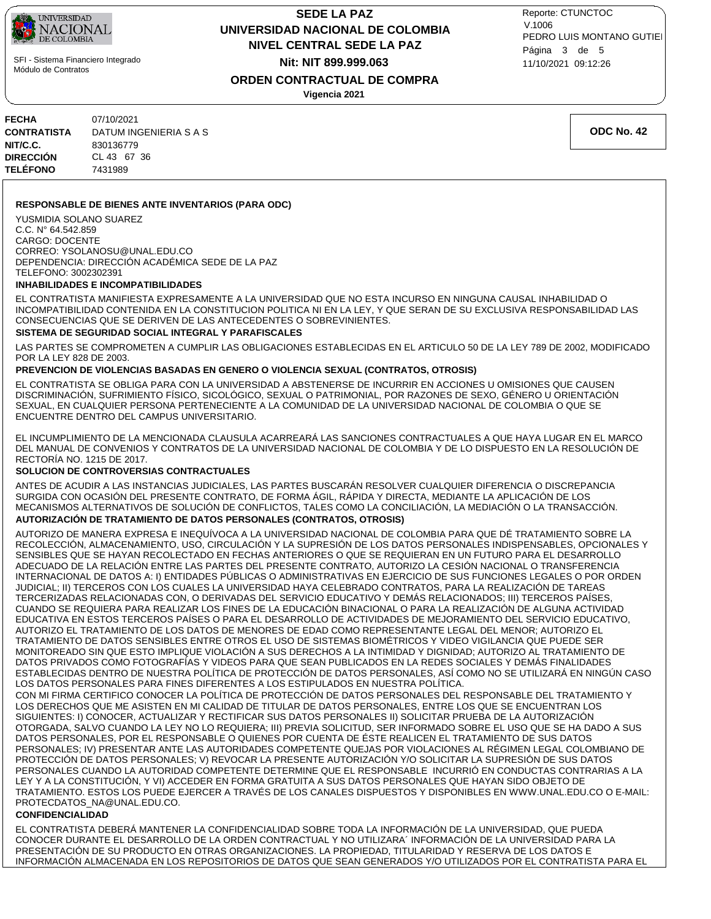**FECHA** 07/10/2021
**CONTRATISTA** DATUM INGENIERIA S A S
**NIT/C.C.** 830136779
**DIRECCIÓN** CL 43 67 36
**TELÉFONO** 7431989

**ODC No. 42**

**RESPONSABLE DE BIENES ANTE INVENTARIOS (PARA ODC)**

YUSMIDIA SOLANO SUAREZ
C.C. N° 64.542.859
CARGO: DOCENTE
CORREO: YSOLANOSU@UNAL.EDU.CO
DEPENDENCIA: DIRECCIÓN ACADÉMICA SEDE DE LA PAZ
TELEFONO: 3002302391

**INHABILIDADES E INCOMPATIBILIDADES**

EL CONTRATISTA MANIFIESTA EXPRESAMENTE A LA UNIVERSIDAD QUE NO ESTA INCURSO EN NINGUNA CAUSAL INHABILIDAD O INCOMPATIBILIDAD CONTENIDA EN LA CONSTITUCION POLITICA NI EN LA LEY, Y QUE SERAN DE SU EXCLUSIVA RESPONSABILIDAD LAS CONSECUENCIAS QUE SE DERIVEN DE LAS ANTECEDENTES O SOBREVINIENTES.

**SISTEMA DE SEGURIDAD SOCIAL INTEGRAL Y PARAFISCALES**

LAS PARTES SE COMPROMETEN A CUMPLIR LAS OBLIGACIONES ESTABLECIDAS EN EL ARTICULO 50 DE LA LEY 789 DE 2002, MODIFICADO POR LA LEY 828 DE 2003.

**PREVENCION DE VIOLENCIAS BASADAS EN GENERO O VIOLENCIA SEXUAL (CONTRATOS, OTROSIS)**

EL CONTRATISTA SE OBLIGA PARA CON LA UNIVERSIDAD A ABSTENERSE DE INCURRIR EN ACCIONES U OMISIONES QUE CAUSEN DISCRIMINACIÓN, SUFRIMIENTO FÍSICO, SICOLÓGICO, SEXUAL O PATRIMONIAL, POR RAZONES DE SEXO, GÉNERO U ORIENTACIÓN SEXUAL, EN CUALQUIER PERSONA PERTENECIENTE A LA COMUNIDAD DE LA UNIVERSIDAD NACIONAL DE COLOMBIA O QUE SE ENCUENTRE DENTRO DEL CAMPUS UNIVERSITARIO.

EL INCUMPLIMIENTO DE LA MENCIONADA CLAUSULA ACARREARÁ LAS SANCIONES CONTRACTUALES A QUE HAYA LUGAR EN EL MARCO DEL MANUAL DE CONVENIOS Y CONTRATOS DE LA UNIVERSIDAD NACIONAL DE COLOMBIA Y DE LO DISPUESTO EN LA RESOLUCIÓN DE RECTORÍA NO. 1215 DE 2017.

**SOLUCION DE CONTROVERSIAS CONTRACTUALES**

ANTES DE ACUDIR A LAS INSTANCIAS JUDICIALES, LAS PARTES BUSCARÁN RESOLVER CUALQUIER DIFERENCIA O DISCREPANCIA SURGIDA CON OCASIÓN DEL PRESENTE CONTRATO, DE FORMA ÁGIL, RÁPIDA Y DIRECTA, MEDIANTE LA APLICACIÓN DE LOS MECANISMOS ALTERNATIVOS DE SOLUCIÓN DE CONFLICTOS, TALES COMO LA CONCILIACIÓN, LA MEDIACIÓN O LA TRANSACCIÓN.

**AUTORIZACIÓN DE TRATAMIENTO DE DATOS PERSONALES (CONTRATOS, OTROSIS)**

AUTORIZO DE MANERA EXPRESA E INEQUÍVOCA A LA UNIVERSIDAD NACIONAL DE COLOMBIA PARA QUE DÉ TRATAMIENTO SOBRE LA RECOLECCIÓN, ALMACENAMIENTO, USO, CIRCULACIÓN Y LA SUPRESIÓN DE LOS DATOS PERSONALES INDISPENSABLES, OPCIONALES Y SENSIBLES QUE SE HAYAN RECOLECTADO EN FECHAS ANTERIORES O QUE SE REQUIERAN EN UN FUTURO PARA EL DESARROLLO ADECUADO DE LA RELACIÓN ENTRE LAS PARTES DEL PRESENTE CONTRATO, AUTORIZO LA CESIÓN NACIONAL O TRANSFERENCIA INTERNACIONAL DE DATOS A: I) ENTIDADES PÚBLICAS O ADMINISTRATIVAS EN EJERCICIO DE SUS FUNCIONES LEGALES O POR ORDEN JUDICIAL; II) TERCEROS CON LOS CUALES LA UNIVERSIDAD HAYA CELEBRADO CONTRATOS, PARA LA REALIZACIÓN DE TAREAS TERCERIZADAS RELACIONADAS CON, O DERIVADAS DEL SERVICIO EDUCATIVO Y DEMÁS RELACIONADOS; III) TERCEROS PAÍSES, CUANDO SE REQUIERA PARA REALIZAR LOS FINES DE LA EDUCACIÓN BINACIONAL O PARA LA REALIZACIÓN DE ALGUNA ACTIVIDAD EDUCATIVA EN ESTOS TERCEROS PAÍSES O PARA EL DESARROLLO DE ACTIVIDADES DE MEJORAMIENTO DEL SERVICIO EDUCATIVO, AUTORIZO EL TRATAMIENTO DE LOS DATOS DE MENORES DE EDAD COMO REPRESENTANTE LEGAL DEL MENOR; AUTORIZO EL TRATAMIENTO DE DATOS SENSIBLES ENTRE OTROS EL USO DE SISTEMAS BIOMÉTRICOS Y VIDEO VIGILANCIA QUE PUEDE SER MONITOREADO SIN QUE ESTO IMPLIQUE VIOLACIÓN A SUS DERECHOS A LA INTIMIDAD Y DIGNIDAD; AUTORIZO AL TRATAMIENTO DE DATOS PRIVADOS COMO FOTOGRAFÍAS Y VIDEOS PARA QUE SEAN PUBLICADOS EN LA REDES SOCIALES Y DEMÁS FINALIDADES ESTABLECIDAS DENTRO DE NUESTRA POLÍTICA DE PROTECCIÓN DE DATOS PERSONALES, ASÍ COMO NO SE UTILIZARÁ EN NINGÚN CASO LOS DATOS PERSONALES PARA FINES DIFERENTES A LOS ESTIPULADOS EN NUESTRA POLÍTICA.
CON MI FIRMA CERTIFICO CONOCER LA POLÍTICA DE PROTECCIÓN DE DATOS PERSONALES DEL RESPONSABLE DEL TRATAMIENTO Y LOS DERECHOS QUE ME ASISTEN EN MI CALIDAD DE TITULAR DE DATOS PERSONALES, ENTRE LOS QUE SE ENCUENTRAN LOS SIGUIENTES: I) CONOCER, ACTUALIZAR Y RECTIFICAR SUS DATOS PERSONALES II) SOLICITAR PRUEBA DE LA AUTORIZACIÓN OTORGADA, SALVO CUANDO LA LEY NO LO REQUIERA; III) PREVIA SOLICITUD, SER INFORMADO SOBRE EL USO QUE SE HA DADO A SUS DATOS PERSONALES, POR EL RESPONSABLE O QUIENES POR CUENTA DE ÉSTE REALICEN EL TRATAMIENTO DE SUS DATOS PERSONALES; IV) PRESENTAR ANTE LAS AUTORIDADES COMPETENTE QUEJAS POR VIOLACIONES AL RÉGIMEN LEGAL COLOMBIANO DE PROTECCIÓN DE DATOS PERSONALES; V) REVOCAR LA PRESENTE AUTORIZACIÓN Y/O SOLICITAR LA SUPRESIÓN DE SUS DATOS PERSONALES CUANDO LA AUTORIDAD COMPETENTE DETERMINE QUE EL RESPONSABLE INCURRIÓ EN CONDUCTAS CONTRARIAS A LA LEY Y A LA CONSTITUCIÓN, Y VI) ACCEDER EN FORMA GRATUITA A SUS DATOS PERSONALES QUE HAYAN SIDO OBJETO DE TRATAMIENTO. ESTOS LOS PUEDE EJERCER A TRAVÉS DE LOS CANALES DISPUESTOS Y DISPONIBLES EN WWW.UNAL.EDU.CO O E-MAIL: PROTECDATOS_NA@UNAL.EDU.CO.

**CONFIDENCIALIDAD**

EL CONTRATISTA DEBERÁ MANTENER LA CONFIDENCIALIDAD SOBRE TODA LA INFORMACIÓN DE LA UNIVERSIDAD, QUE PUEDA CONOCER DURANTE EL DESARROLLO DE LA ORDEN CONTRACTUAL Y NO UTILIZARA´ INFORMACIÓN DE LA UNIVERSIDAD PARA LA PRESENTACIÓN DE SU PRODUCTO EN OTRAS ORGANIZACIONES. LA PROPIEDAD, TITULARIDAD Y RESERVA DE LOS DATOS E INFORMACIÓN ALMACENADA EN LOS REPOSITORIOS DE DATOS QUE SEAN GENERADOS Y/O UTILIZADOS POR EL CONTRATISTA PARA EL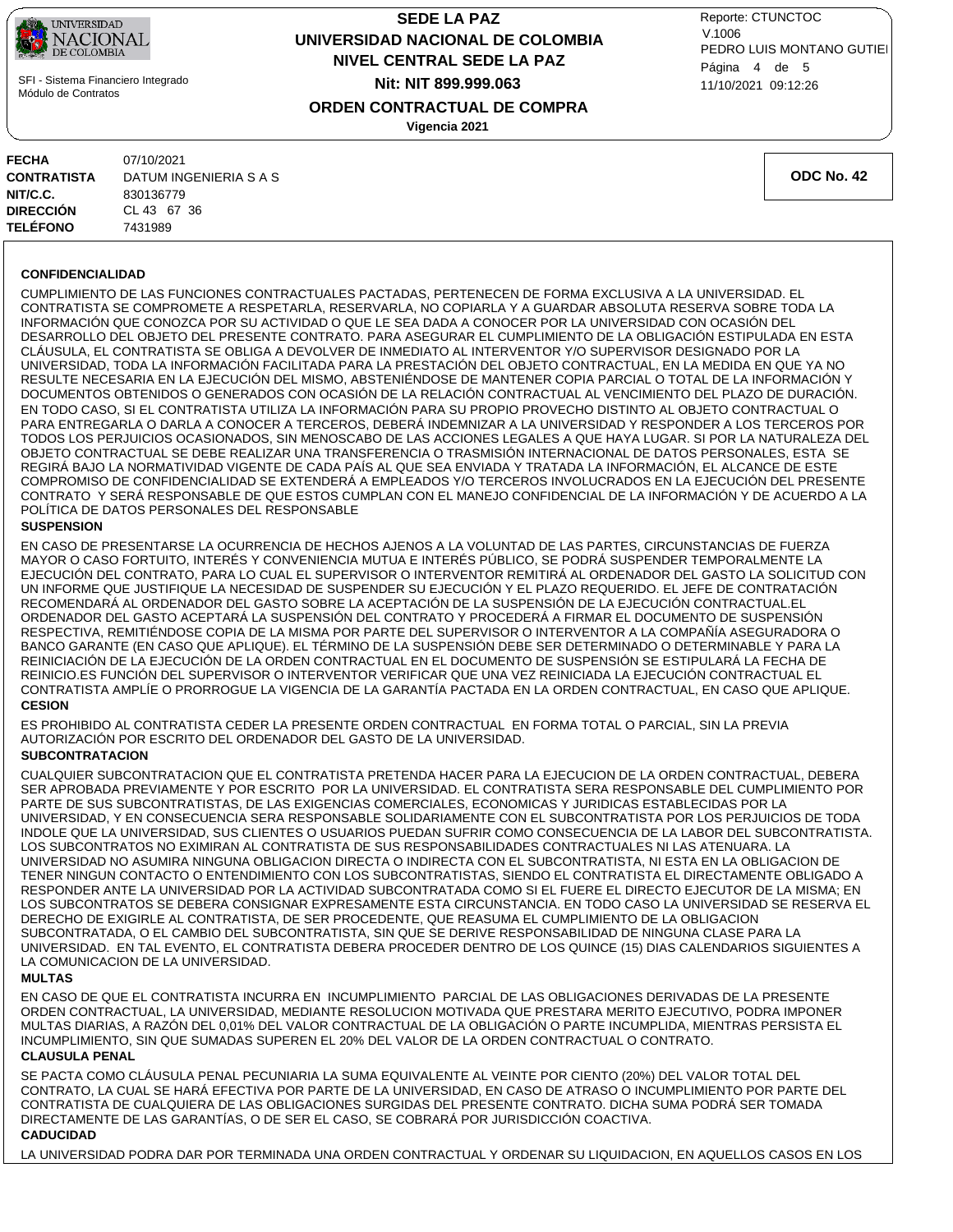| | |
|---|---|
| **FECHA** | 07/10/2021 |
| **CONTRATISTA** | DATUM INGENIERIA S A S |
| **NIT/C.C.** | 830136779 |
| **DIRECCIÓN** | CL 43 67 36 |
| **TELÉFONO** | 7431989 |

**ODC No. 42**

**CONFIDENCIALIDAD**

CUMPLIMIENTO DE LAS FUNCIONES CONTRACTUALES PACTADAS, PERTENECEN DE FORMA EXCLUSIVA A LA UNIVERSIDAD. EL CONTRATISTA SE COMPROMETE A RESPETARLA, RESERVARLA, NO COPIARLA Y A GUARDAR ABSOLUTA RESERVA SOBRE TODA LA INFORMACIÓN QUE CONOZCA POR SU ACTIVIDAD O QUE LE SEA DADA A CONOCER POR LA UNIVERSIDAD CON OCASIÓN DEL DESARROLLO DEL OBJETO DEL PRESENTE CONTRATO. PARA ASEGURAR EL CUMPLIMIENTO DE LA OBLIGACIÓN ESTIPULADA EN ESTA CLÁUSULA, EL CONTRATISTA SE OBLIGA A DEVOLVER DE INMEDIATO AL INTERVENTOR Y/O SUPERVISOR DESIGNADO POR LA UNIVERSIDAD, TODA LA INFORMACIÓN FACILITADA PARA LA PRESTACIÓN DEL OBJETO CONTRACTUAL, EN LA MEDIDA EN QUE YA NO RESULTE NECESARIA EN LA EJECUCIÓN DEL MISMO, ABSTENIÉNDOSE DE MANTENER COPIA PARCIAL O TOTAL DE LA INFORMACIÓN Y DOCUMENTOS OBTENIDOS O GENERADOS CON OCASIÓN DE LA RELACIÓN CONTRACTUAL AL VENCIMIENTO DEL PLAZO DE DURACIÓN. EN TODO CASO, SI EL CONTRATISTA UTILIZA LA INFORMACIÓN PARA SU PROPIO PROVECHO DISTINTO AL OBJETO CONTRACTUAL O PARA ENTREGARLA O DARLA A CONOCER A TERCEROS, DEBERÁ INDEMNIZAR A LA UNIVERSIDAD Y RESPONDER A LOS TERCEROS POR TODOS LOS PERJUICIOS OCASIONADOS, SIN MENOSCABO DE LAS ACCIONES LEGALES A QUE HAYA LUGAR. SI POR LA NATURALEZA DEL OBJETO CONTRACTUAL SE DEBE REALIZAR UNA TRANSFERENCIA O TRASMISIÓN INTERNACIONAL DE DATOS PERSONALES, ESTA SE REGIRÁ BAJO LA NORMATIVIDAD VIGENTE DE CADA PAÍS AL QUE SEA ENVIADA Y TRATADA LA INFORMACIÓN, EL ALCANCE DE ESTE COMPROMISO DE CONFIDENCIALIDAD SE EXTENDERÁ A EMPLEADOS Y/O TERCEROS INVOLUCRADOS EN LA EJECUCIÓN DEL PRESENTE CONTRATO Y SERÁ RESPONSABLE DE QUE ESTOS CUMPLAN CON EL MANEJO CONFIDENCIAL DE LA INFORMACIÓN Y DE ACUERDO A LA POLÍTICA DE DATOS PERSONALES DEL RESPONSABLE

**SUSPENSION**

EN CASO DE PRESENTARSE LA OCURRENCIA DE HECHOS AJENOS A LA VOLUNTAD DE LAS PARTES, CIRCUNSTANCIAS DE FUERZA MAYOR O CASO FORTUITO, INTERÉS Y CONVENIENCIA MUTUA E INTERÉS PÚBLICO, SE PODRÁ SUSPENDER TEMPORALMENTE LA EJECUCIÓN DEL CONTRATO, PARA LO CUAL EL SUPERVISOR O INTERVENTOR REMITIRÁ AL ORDENADOR DEL GASTO LA SOLICITUD CON UN INFORME QUE JUSTIFIQUE LA NECESIDAD DE SUSPENDER SU EJECUCIÓN Y EL PLAZO REQUERIDO. EL JEFE DE CONTRATACIÓN RECOMENDARÁ AL ORDENADOR DEL GASTO SOBRE LA ACEPTACIÓN DE LA SUSPENSIÓN DE LA EJECUCIÓN CONTRACTUAL.EL ORDENADOR DEL GASTO ACEPTARÁ LA SUSPENSIÓN DEL CONTRATO Y PROCEDERÁ A FIRMAR EL DOCUMENTO DE SUSPENSIÓN RESPECTIVA, REMITIÉNDOSE COPIA DE LA MISMA POR PARTE DEL SUPERVISOR O INTERVENTOR A LA COMPAÑÍA ASEGURADORA O BANCO GARANTE (EN CASO QUE APLIQUE). EL TÉRMINO DE LA SUSPENSIÓN DEBE SER DETERMINADO O DETERMINABLE Y PARA LA REINICIACIÓN DE LA EJECUCIÓN DE LA ORDEN CONTRACTUAL EN EL DOCUMENTO DE SUSPENSIÓN SE ESTIPULARÁ LA FECHA DE REINICIO.ES FUNCIÓN DEL SUPERVISOR O INTERVENTOR VERIFICAR QUE UNA VEZ REINICIADA LA EJECUCIÓN CONTRACTUAL EL CONTRATISTA AMPLÍE O PRORROGUE LA VIGENCIA DE LA GARANTÍA PACTADA EN LA ORDEN CONTRACTUAL, EN CASO QUE APLIQUE.

**CESION**

ES PROHIBIDO AL CONTRATISTA CEDER LA PRESENTE ORDEN CONTRACTUAL EN FORMA TOTAL O PARCIAL, SIN LA PREVIA AUTORIZACIÓN POR ESCRITO DEL ORDENADOR DEL GASTO DE LA UNIVERSIDAD.

**SUBCONTRATACION**

CUALQUIER SUBCONTRATACION QUE EL CONTRATISTA PRETENDA HACER PARA LA EJECUCION DE LA ORDEN CONTRACTUAL, DEBERA SER APROBADA PREVIAMENTE Y POR ESCRITO POR LA UNIVERSIDAD. EL CONTRATISTA SERA RESPONSABLE DEL CUMPLIMIENTO POR PARTE DE SUS SUBCONTRATISTAS, DE LAS EXIGENCIAS COMERCIALES, ECONOMICAS Y JURIDICAS ESTABLECIDAS POR LA UNIVERSIDAD, Y EN CONSECUENCIA SERA RESPONSABLE SOLIDARIAMENTE CON EL SUBCONTRATISTA POR LOS PERJUICIOS DE TODA INDOLE QUE LA UNIVERSIDAD, SUS CLIENTES O USUARIOS PUEDAN SUFRIR COMO CONSECUENCIA DE LA LABOR DEL SUBCONTRATISTA. LOS SUBCONTRATOS NO EXIMIRAN AL CONTRATISTA DE SUS RESPONSABILIDADES CONTRACTUALES NI LAS ATENUARA. LA UNIVERSIDAD NO ASUMIRA NINGUNA OBLIGACION DIRECTA O INDIRECTA CON EL SUBCONTRATISTA, NI ESTA EN LA OBLIGACION DE TENER NINGUN CONTACTO O ENTENDIMIENTO CON LOS SUBCONTRATISTAS, SIENDO EL CONTRATISTA EL DIRECTAMENTE OBLIGADO A RESPONDER ANTE LA UNIVERSIDAD POR LA ACTIVIDAD SUBCONTRATADA COMO SI EL FUERE EL DIRECTO EJECUTOR DE LA MISMA; EN LOS SUBCONTRATOS SE DEBERA CONSIGNAR EXPRESAMENTE ESTA CIRCUNSTANCIA. EN TODO CASO LA UNIVERSIDAD SE RESERVA EL DERECHO DE EXIGIRLE AL CONTRATISTA, DE SER PROCEDENTE, QUE REASUMA EL CUMPLIMIENTO DE LA OBLIGACION SUBCONTRATADA, O EL CAMBIO DEL SUBCONTRATISTA, SIN QUE SE DERIVE RESPONSABILIDAD DE NINGUNA CLASE PARA LA UNIVERSIDAD. EN TAL EVENTO, EL CONTRATISTA DEBERA PROCEDER DENTRO DE LOS QUINCE (15) DIAS CALENDARIOS SIGUIENTES A LA COMUNICACION DE LA UNIVERSIDAD.

**MULTAS**

EN CASO DE QUE EL CONTRATISTA INCURRA EN INCUMPLIMIENTO PARCIAL DE LAS OBLIGACIONES DERIVADAS DE LA PRESENTE ORDEN CONTRACTUAL, LA UNIVERSIDAD, MEDIANTE RESOLUCION MOTIVADA QUE PRESTARA MERITO EJECUTIVO, PODRA IMPONER MULTAS DIARIAS, A RAZÓN DEL 0,01% DEL VALOR CONTRACTUAL DE LA OBLIGACIÓN O PARTE INCUMPLIDA, MIENTRAS PERSISTA EL INCUMPLIMIENTO, SIN QUE SUMADAS SUPEREN EL 20% DEL VALOR DE LA ORDEN CONTRACTUAL O CONTRATO.

**CLAUSULA PENAL**

SE PACTA COMO CLÁUSULA PENAL PECUNIARIA LA SUMA EQUIVALENTE AL VEINTE POR CIENTO (20%) DEL VALOR TOTAL DEL CONTRATO, LA CUAL SE HARÁ EFECTIVA POR PARTE DE LA UNIVERSIDAD, EN CASO DE ATRASO O INCUMPLIMIENTO POR PARTE DEL CONTRATISTA DE CUALQUIERA DE LAS OBLIGACIONES SURGIDAS DEL PRESENTE CONTRATO. DICHA SUMA PODRÁ SER TOMADA DIRECTAMENTE DE LAS GARANTÍAS, O DE SER EL CASO, SE COBRARÁ POR JURISDICCIÓN COACTIVA.

**CADUCIDAD**

LA UNIVERSIDAD PODRA DAR POR TERMINADA UNA ORDEN CONTRACTUAL Y ORDENAR SU LIQUIDACION, EN AQUELLOS CASOS EN LOS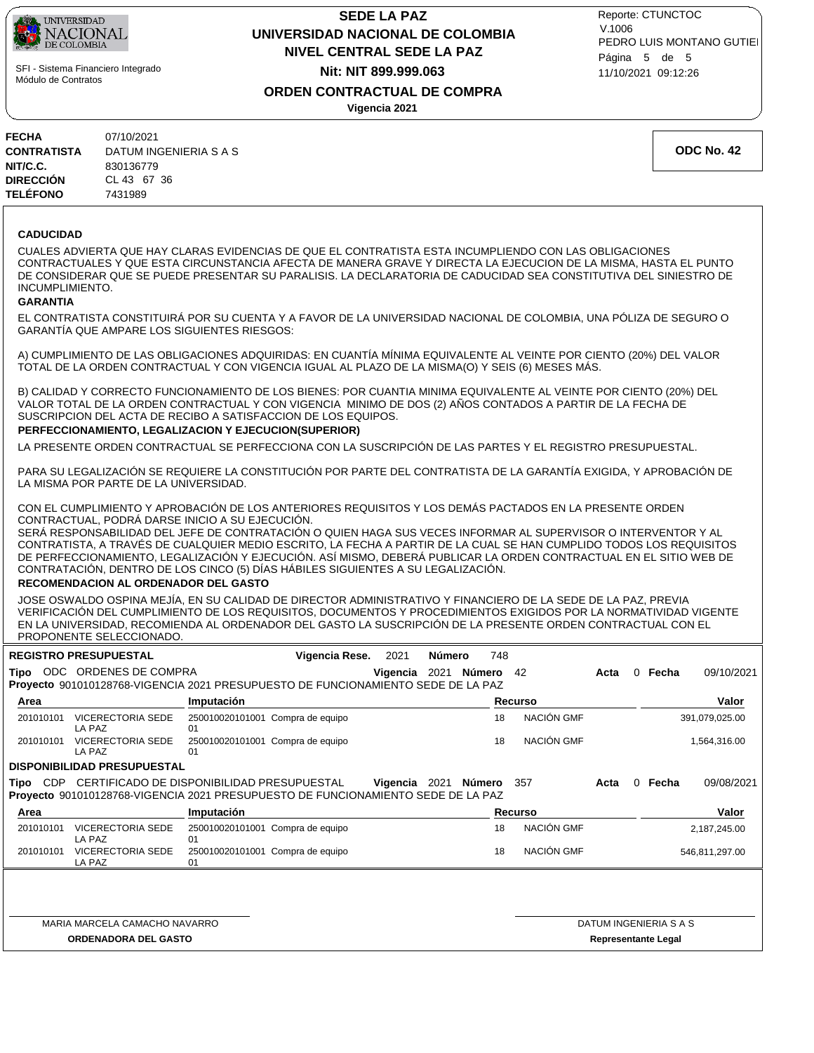**SEDE LA PAZ**
**UNIVERSIDAD NACIONAL DE COLOMBIA**
**NIVEL CENTRAL SEDE LA PAZ**
**Nit: NIT 899.999.063**
**ORDEN CONTRACTUAL DE COMPRA**
**Vigencia 2021**

SFI - Sistema Financiero Integrado
Módulo de Contratos

Reporte: CTUNCTOC
V.1006
PEDRO LUIS MONTANO GUTIEI
11/10/2021 09:12:26

| | |
|---|---|
| **FECHA** | 07/10/2021 |
| **CONTRATISTA** | DATUM INGENIERIA S A S |
| **NIT/C.C.** | 830136779 |
| **DIRECCIÓN** | CL 43 67 36 |
| **TELÉFONO** | 7431989 |

**ODC No. 42**

**CADUCIDAD**

CUALES ADVIERTA QUE HAY CLARAS EVIDENCIAS DE QUE EL CONTRATISTA ESTA INCUMPLIENDO CON LAS OBLIGACIONES CONTRACTUALES Y QUE ESTA CIRCUNSTANCIA AFECTA DE MANERA GRAVE Y DIRECTA LA EJECUCION DE LA MISMA, HASTA EL PUNTO DE CONSIDERAR QUE SE PUEDE PRESENTAR SU PARALISIS. LA DECLARATORIA DE CADUCIDAD SEA CONSTITUTIVA DEL SINIESTRO DE INCUMPLIMIENTO.

**GARANTIA**

EL CONTRATISTA CONSTITUIRÁ POR SU CUENTA Y A FAVOR DE LA UNIVERSIDAD NACIONAL DE COLOMBIA, UNA PÓLIZA DE SEGURO O GARANTÍA QUE AMPARE LOS SIGUIENTES RIESGOS:

A) CUMPLIMIENTO DE LAS OBLIGACIONES ADQUIRIDAS: EN CUANTÍA MÍNIMA EQUIVALENTE AL VEINTE POR CIENTO (20%) DEL VALOR TOTAL DE LA ORDEN CONTRACTUAL Y CON VIGENCIA IGUAL AL PLAZO DE LA MISMA(O) Y SEIS (6) MESES MÁS.

B) CALIDAD Y CORRECTO FUNCIONAMIENTO DE LOS BIENES: POR CUANTIA MINIMA EQUIVALENTE AL VEINTE POR CIENTO (20%) DEL VALOR TOTAL DE LA ORDEN CONTRACTUAL Y CON VIGENCIA MINIMO DE DOS (2) AÑOS CONTADOS A PARTIR DE LA FECHA DE SUSCRIPCION DEL ACTA DE RECIBO A SATISFACCION DE LOS EQUIPOS.

**PERFECCIONAMIENTO, LEGALIZACION Y EJECUCION(SUPERIOR)**

LA PRESENTE ORDEN CONTRACTUAL SE PERFECCIONA CON LA SUSCRIPCIÓN DE LAS PARTES Y EL REGISTRO PRESUPUESTAL.

PARA SU LEGALIZACIÓN SE REQUIERE LA CONSTITUCIÓN POR PARTE DEL CONTRATISTA DE LA GARANTÍA EXIGIDA, Y APROBACIÓN DE LA MISMA POR PARTE DE LA UNIVERSIDAD.

CON EL CUMPLIMIENTO Y APROBACIÓN DE LOS ANTERIORES REQUISITOS Y LOS DEMÁS PACTADOS EN LA PRESENTE ORDEN CONTRACTUAL, PODRÁ DARSE INICIO A SU EJECUCIÓN.
SERÁ RESPONSABILIDAD DEL JEFE DE CONTRATACIÓN O QUIEN HAGA SUS VECES INFORMAR AL SUPERVISOR O INTERVENTOR Y AL CONTRATISTA, A TRAVÉS DE CUALQUIER MEDIO ESCRITO, LA FECHA A PARTIR DE LA CUAL SE HAN CUMPLIDO TODOS LOS REQUISITOS DE PERFECCIONAMIENTO, LEGALIZACIÓN Y EJECUCIÓN. ASÍ MISMO, DEBERÁ PUBLICAR LA ORDEN CONTRACTUAL EN EL SITIO WEB DE CONTRATACIÓN, DENTRO DE LOS CINCO (5) DÍAS HÁBILES SIGUIENTES A SU LEGALIZACIÓN.

**RECOMENDACION AL ORDENADOR DEL GASTO**

JOSE OSWALDO OSPINA MEJÍA, EN SU CALIDAD DE DIRECTOR ADMINISTRATIVO Y FINANCIERO DE LA SEDE DE LA PAZ, PREVIA VERIFICACIÓN DEL CUMPLIMIENTO DE LOS REQUISITOS, DOCUMENTOS Y PROCEDIMIENTOS EXIGIDOS POR LA NORMATIVIDAD VIGENTE EN LA UNIVERSIDAD, RECOMIENDA AL ORDENADOR DEL GASTO LA SUSCRIPCIÓN DE LA PRESENTE ORDEN CONTRACTUAL CON EL PROPONENTE SELECCIONADO.

**REGISTRO PRESUPUESTAL** — **Vigencia Rese.** 2021 **Número** 748

**Tipo** ODC ORDENES DE COMPRA — **Vigencia** 2021 **Número** 42 — **Acta** 0 **Fecha** 09/10/2021
**Proyecto** 901010128768-VIGENCIA 2021 PRESUPUESTO DE FUNCIONAMIENTO SEDE DE LA PAZ

| Area | | Imputación | Recurso | | Valor |
|---|---|---|---|---|---|
| 201010101 | VICERECTORIA SEDE LA PAZ | 250010020101001 Compra de equipo 01 | 18 | NACIÓN GMF | 391,079,025.00 |
| 201010101 | VICERECTORIA SEDE LA PAZ | 250010020101001 Compra de equipo 01 | 18 | NACIÓN GMF | 1,564,316.00 |

**DISPONIBILIDAD PRESUPUESTAL**

**Tipo** CDP CERTIFICADO DE DISPONIBILIDAD PRESUPUESTAL — **Vigencia** 2021 **Número** 357 — **Acta** 0 **Fecha** 09/08/2021
**Proyecto** 901010128768-VIGENCIA 2021 PRESUPUESTO DE FUNCIONAMIENTO SEDE DE LA PAZ

| Area | | Imputación | Recurso | | Valor |
|---|---|---|---|---|---|
| 201010101 | VICERECTORIA SEDE LA PAZ | 250010020101001 Compra de equipo 01 | 18 | NACIÓN GMF | 2,187,245.00 |
| 201010101 | VICERECTORIA SEDE LA PAZ | 250010020101001 Compra de equipo 01 | 18 | NACIÓN GMF | 546,811,297.00 |

MARIA MARCELA CAMACHO NAVARRO
**ORDENADORA DEL GASTO**

DATUM INGENIERIA S A S
**Representante Legal**